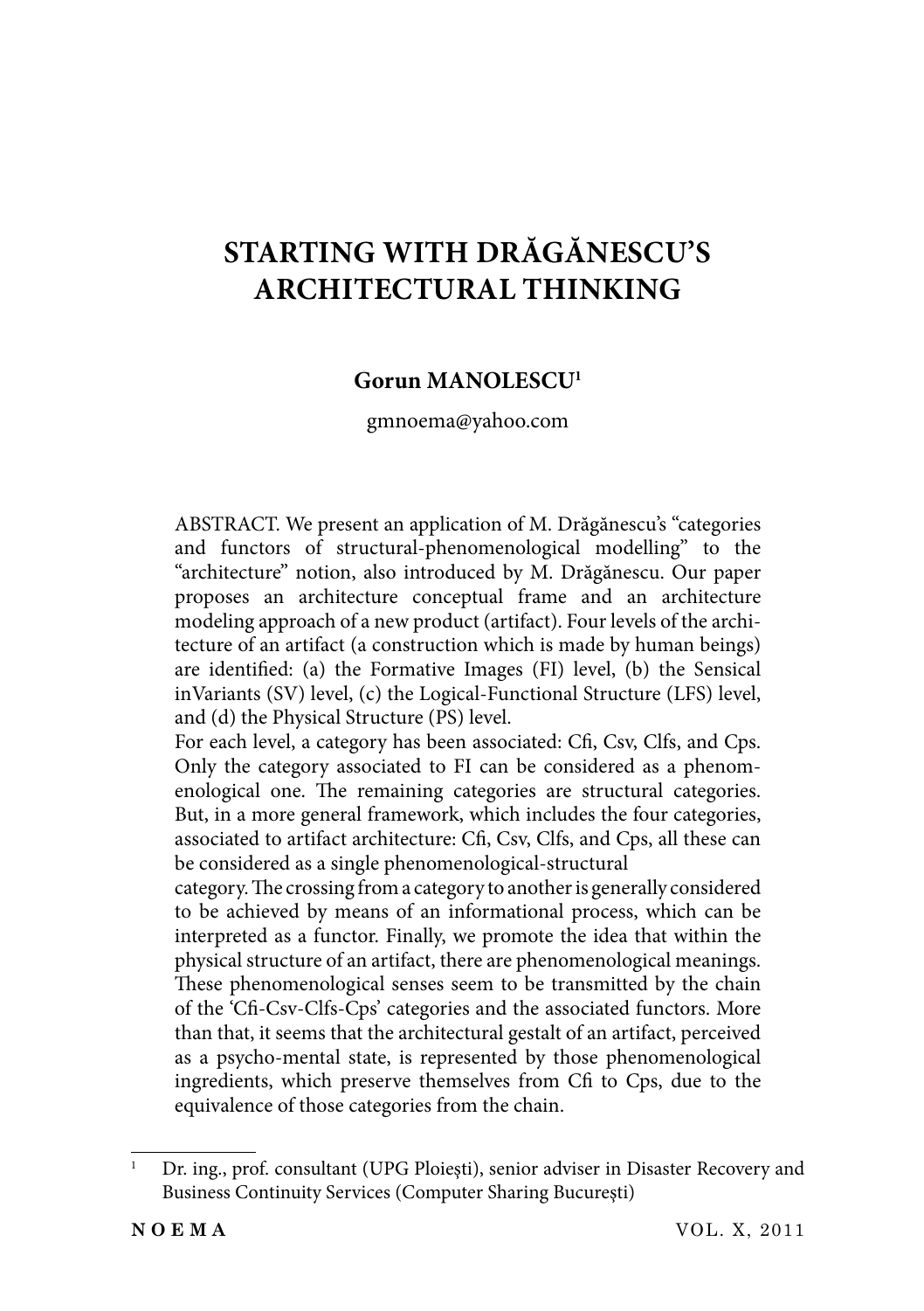# STARTING WITH DRĂGĂNESCU'S ARCHITECTURAL THINKING

**Gorun MANOLESCU**[1]

gmnoema@yahoo.com

ABSTRACT. We present an application of M. Drăgănescu's "categories and functors of structural-phenomenological modelling" to the "architecture" notion, also introduced by M. Drăgănescu. Our paper proposes an architecture conceptual frame and an architecture modeling approach of a new product (artifact). Four levels of the architecture of an artifact (a construction which is made by human beings) are identified: (a) the Formative Images (FI) level, (b) the Sensical inVariants (SV) level, (c) the Logical-Functional Structure (LFS) level, and (d) the Physical Structure (PS) level.

For each level, a category has been associated: Cfi, Csv, Clfs, and Cps. Only the category associated to FI can be considered as a phenomenological one. The remaining categories are structural categories. But, in a more general framework, which includes the four categories, associated to artifact architecture: Cfi, Csv, Clfs, and Cps, all these can be considered as a single phenomenological-structural category. The crossing from a category to another is generally considered to be achieved by means of an informational process, which can be interpreted as a functor. Finally, we promote the idea that within the physical structure of an artifact, there are phenomenological meanings. These phenomenological senses seem to be transmitted by the chain of the 'Cfi-Csv-Clfs-Cps' categories and the associated functors. More than that, it seems that the architectural gestalt of an artifact, perceived as a psycho-mental state, is represented by those phenomenological ingredients, which preserve themselves from Cfi to Cps, due to the equivalence of those categories from the chain.

---

[1] Dr. ing., prof. consultant (UPG Ploieşti), senior adviser in Disaster Recovery and Business Continuity Services (Computer Sharing Bucureşti)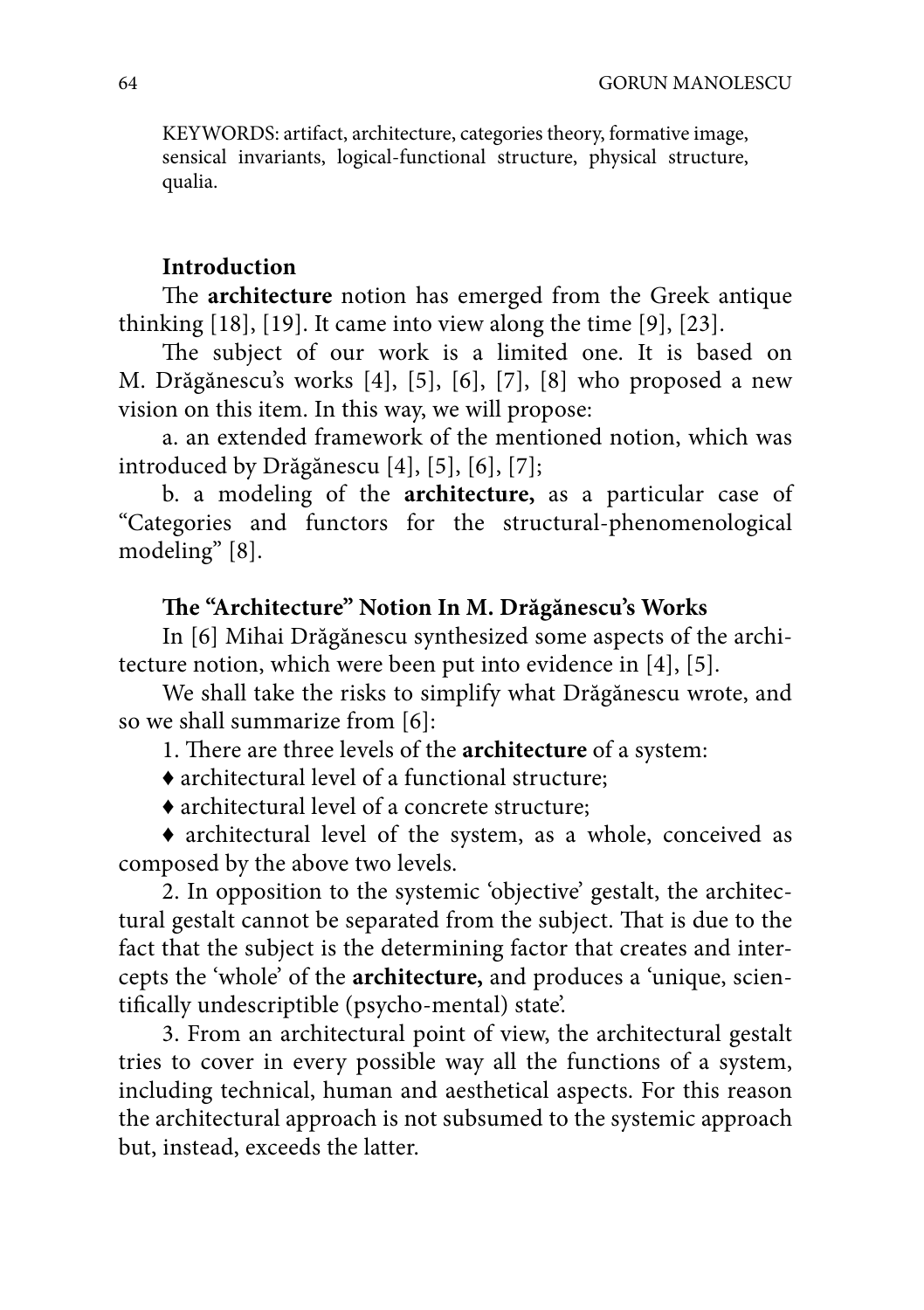KEYWORDS: artifact, architecture, categories theory, formative image, sensical invariants, logical-functional structure, physical structure, qualia.

## Introduction

The **architecture** notion has emerged from the Greek antique thinking [18], [19]. It came into view along the time [9], [23].

The subject of our work is a limited one. It is based on M. Drăgănescu's works [4], [5], [6], [7], [8] who proposed a new vision on this item. In this way, we will propose:

a. an extended framework of the mentioned notion, which was introduced by Drăgănescu [4], [5], [6], [7];

b. a modeling of the **architecture,** as a particular case of "Categories and functors for the structural-phenomenological modeling" [8].

## The "Architecture" Notion In M. Drăgănescu's Works

In [6] Mihai Drăgănescu synthesized some aspects of the architecture notion, which were been put into evidence in [4], [5].

We shall take the risks to simplify what Drăgănescu wrote, and so we shall summarize from [6]:

1. There are three levels of the **architecture** of a system:

♦ architectural level of a functional structure;

♦ architectural level of a concrete structure;

♦ architectural level of the system, as a whole, conceived as composed by the above two levels.

2. In opposition to the systemic 'objective' gestalt, the architectural gestalt cannot be separated from the subject. That is due to the fact that the subject is the determining factor that creates and intercepts the 'whole' of the **architecture,** and produces a 'unique, scientifically undescriptible (psycho-mental) state'.

3. From an architectural point of view, the architectural gestalt tries to cover in every possible way all the functions of a system, including technical, human and aesthetical aspects. For this reason the architectural approach is not subsumed to the systemic approach but, instead, exceeds the latter.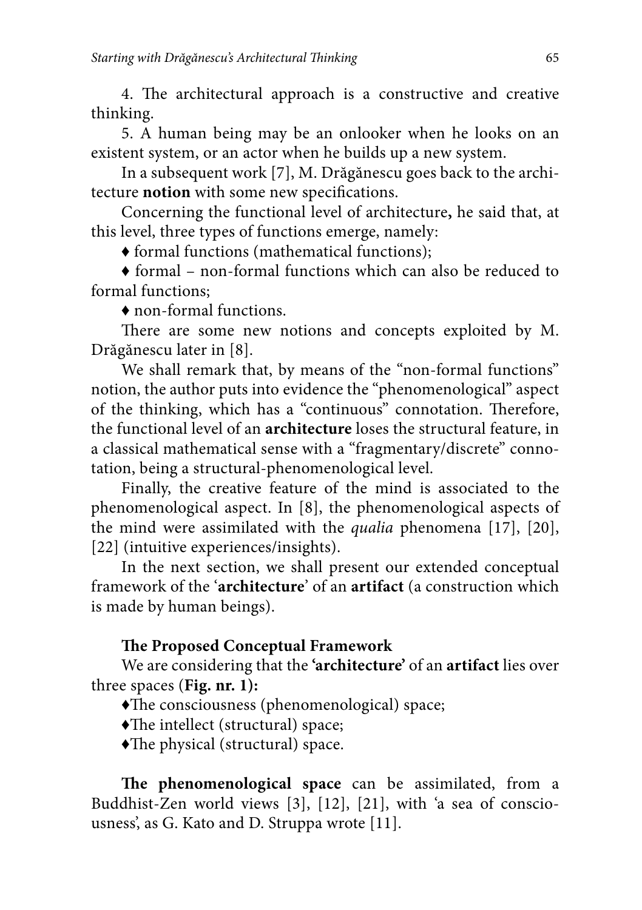4. The architectural approach is a constructive and creative thinking.

5. A human being may be an onlooker when he looks on an existent system, or an actor when he builds up a new system.

In a subsequent work [7], M. Drăgănescu goes back to the architecture **notion** with some new specifications.

Concerning the functional level of architecture**,** he said that, at this level, three types of functions emerge, namely:

♦ formal functions (mathematical functions);

♦ formal – non-formal functions which can also be reduced to formal functions;

♦ non-formal functions.

There are some new notions and concepts exploited by M. Drăgănescu later in [8].

We shall remark that, by means of the "non-formal functions" notion, the author puts into evidence the "phenomenological" aspect of the thinking, which has a "continuous" connotation. Therefore, the functional level of an **architecture** loses the structural feature, in a classical mathematical sense with a "fragmentary/discrete" connotation, being a structural-phenomenological level.

Finally, the creative feature of the mind is associated to the phenomenological aspect. In [8], the phenomenological aspects of the mind were assimilated with the *qualia* phenomena [17], [20], [22] (intuitive experiences/insights).

In the next section, we shall present our extended conceptual framework of the '**architecture**' of an **artifact** (a construction which is made by human beings).

### The Proposed Conceptual Framework

We are considering that the **'architecture'** of an **artifact** lies over three spaces (**Fig. nr. 1):**

♦The consciousness (phenomenological) space;

♦The intellect (structural) space;

♦The physical (structural) space.

**The phenomenological space** can be assimilated, from a Buddhist-Zen world views [3], [12], [21], with 'a sea of consciousness', as G. Kato and D. Struppa wrote [11].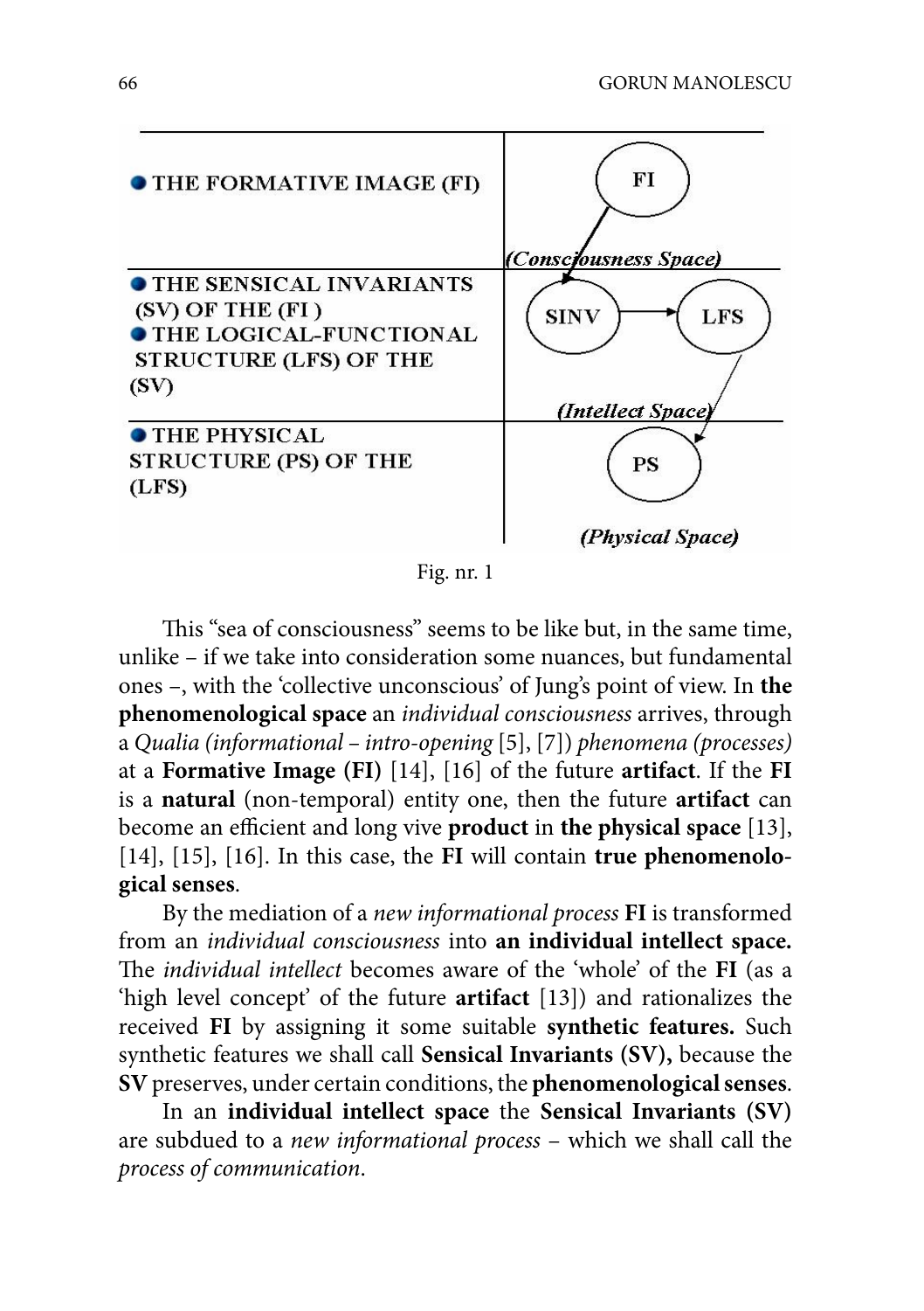| | |
|---|---|
| ● THE FORMATIVE IMAGE (FI) | FI (Consciousness Space) |
| ● THE SENSICAL INVARIANTS (SV) OF THE (FI) ● THE LOGICAL-FUNCTIONAL STRUCTURE (LFS) OF THE (SV) | SINV → LFS (Intellect Space) |
| ● THE PHYSICAL STRUCTURE (PS) OF THE (LFS) | PS (Physical Space) |

Fig. nr. 1

This "sea of consciousness" seems to be like but, in the same time, unlike – if we take into consideration some nuances, but fundamental ones –, with the 'collective unconscious' of Jung's point of view. In **the phenomenological space** an *individual consciousness* arrives, through a *Qualia (informational – intro-opening* [5], [7]) *phenomena (processes)* at a **Formative Image (FI)** [14], [16] of the future **artifact**. If the **FI** is a **natural** (non-temporal) entity one, then the future **artifact** can become an efficient and long vive **product** in **the physical space** [13], [14], [15], [16]. In this case, the **FI** will contain **true phenomenological senses**.

By the mediation of a *new informational process* **FI** is transformed from an *individual consciousness* into **an individual intellect space.** The *individual intellect* becomes aware of the 'whole' of the **FI** (as a 'high level concept' of the future **artifact** [13]) and rationalizes the received **FI** by assigning it some suitable **synthetic features.** Such synthetic features we shall call **Sensical Invariants (SV),** because the **SV** preserves, under certain conditions, the **phenomenological senses**.

In an **individual intellect space** the **Sensical Invariants (SV)** are subdued to a *new informational process* – which we shall call the *process of communication*.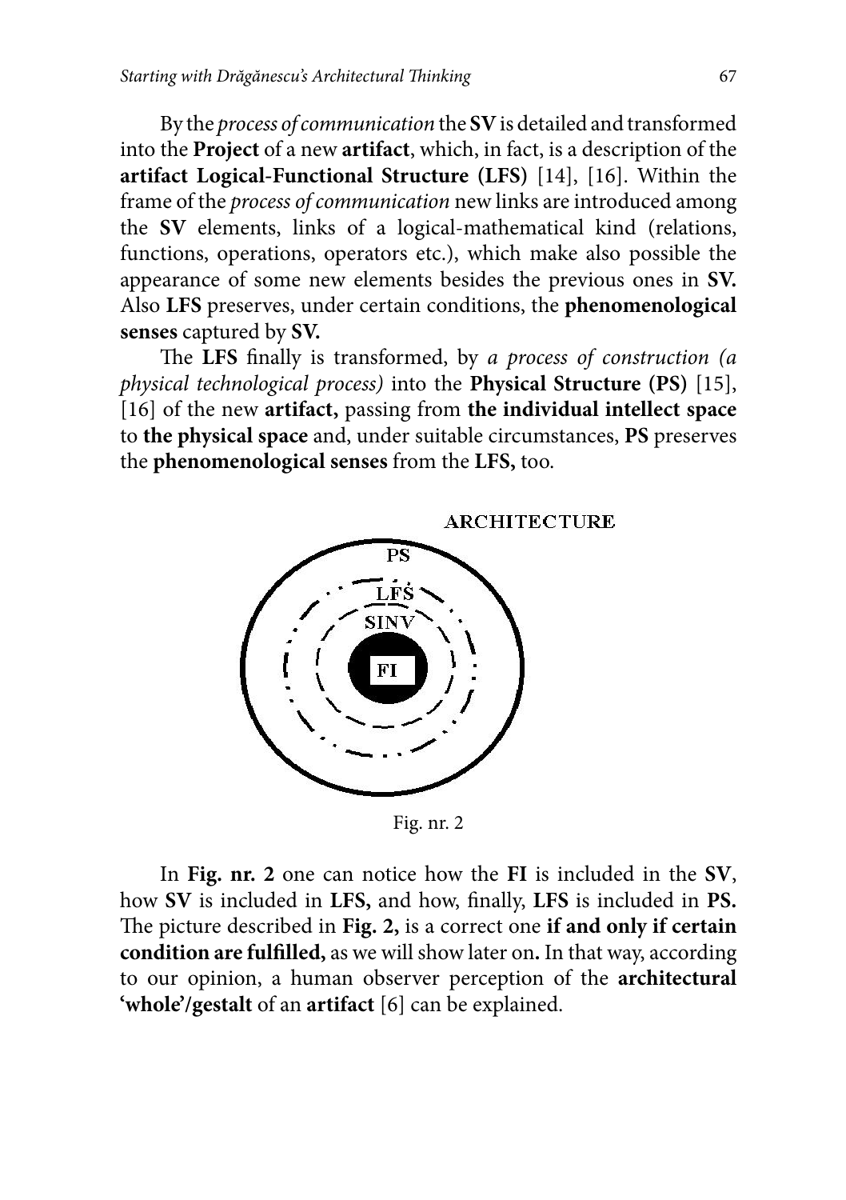By the *process of communication* the **SV** is detailed and transformed into the **Project** of a new **artifact**, which, in fact, is a description of the **artifact Logical-Functional Structure (LFS)** [14], [16]. Within the frame of the *process of communication* new links are introduced among the **SV** elements, links of a logical-mathematical kind (relations, functions, operations, operators etc.), which make also possible the appearance of some new elements besides the previous ones in **SV.** Also **LFS** preserves, under certain conditions, the **phenomenological senses** captured by **SV.**

The **LFS** finally is transformed, by *a process of construction (a physical technological process)* into the **Physical Structure (PS)** [15], [16] of the new **artifact,** passing from **the individual intellect space** to **the physical space** and, under suitable circumstances, **PS** preserves the **phenomenological senses** from the **LFS,** too.

ARCHITECTURE

PS

LFS

SINV

FI

Fig. nr. 2

In **Fig. nr. 2** one can notice how the **FI** is included in the **SV**, how **SV** is included in **LFS,** and how, finally, **LFS** is included in **PS.** The picture described in **Fig. 2,** is a correct one **if and only if certain condition are fulfilled,** as we will show later on**.** In that way, according to our opinion, a human observer perception of the **architectural 'whole'/gestalt** of an **artifact** [6] can be explained.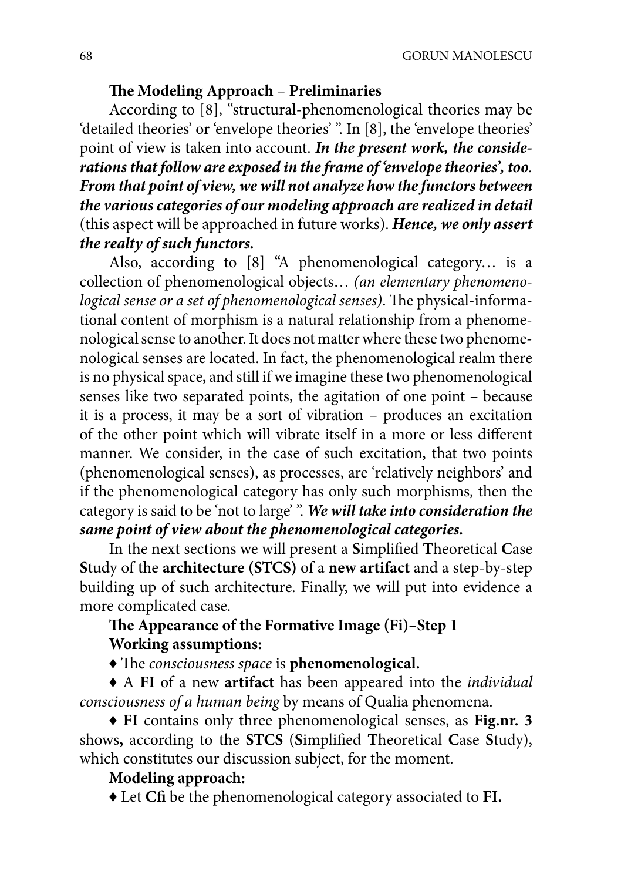**The Modeling Approach – Preliminaries**

According to [8], "structural-phenomenological theories may be 'detailed theories' or 'envelope theories' ". In [8], the 'envelope theories' point of view is taken into account. ***In the present work, the considerations that follow are exposed in the frame of 'envelope theories', too. From that point of view, we will not analyze how the functors between the various categories of our modeling approach are realized in detail*** (this aspect will be approached in future works). ***Hence, we only assert the realty of such functors.***

Also, according to [8] "A phenomenological category… is a collection of phenomenological objects… *(an elementary phenomenological sense or a set of phenomenological senses)*. The physical-informational content of morphism is a natural relationship from a phenomenological sense to another. It does not matter where these two phenomenological senses are located. In fact, the phenomenological realm there is no physical space, and still if we imagine these two phenomenological senses like two separated points, the agitation of one point – because it is a process, it may be a sort of vibration – produces an excitation of the other point which will vibrate itself in a more or less different manner. We consider, in the case of such excitation, that two points (phenomenological senses), as processes, are 'relatively neighbors' and if the phenomenological category has only such morphisms, then the category is said to be 'not to large' ". ***We will take into consideration the same point of view about the phenomenological categories.***

In the next sections we will present a **S**implified **T**heoretical **C**ase **S**tudy of the **architecture (STCS)** of a **new artifact** and a step-by-step building up of such architecture. Finally, we will put into evidence a more complicated case.

**The Appearance of the Formative Image (Fi)–Step 1**

**Working assumptions:**

♦ The *consciousness space* is **phenomenological.**

♦ A **FI** of a new **artifact** has been appeared into the *individual consciousness of a human being* by means of Qualia phenomena.

♦ **FI** contains only three phenomenological senses, as **Fig.nr. 3** shows**,** according to the **STCS** (**S**implified **T**heoretical **C**ase **S**tudy), which constitutes our discussion subject, for the moment.

**Modeling approach:**

♦ Let **Cfi** be the phenomenological category associated to **FI.**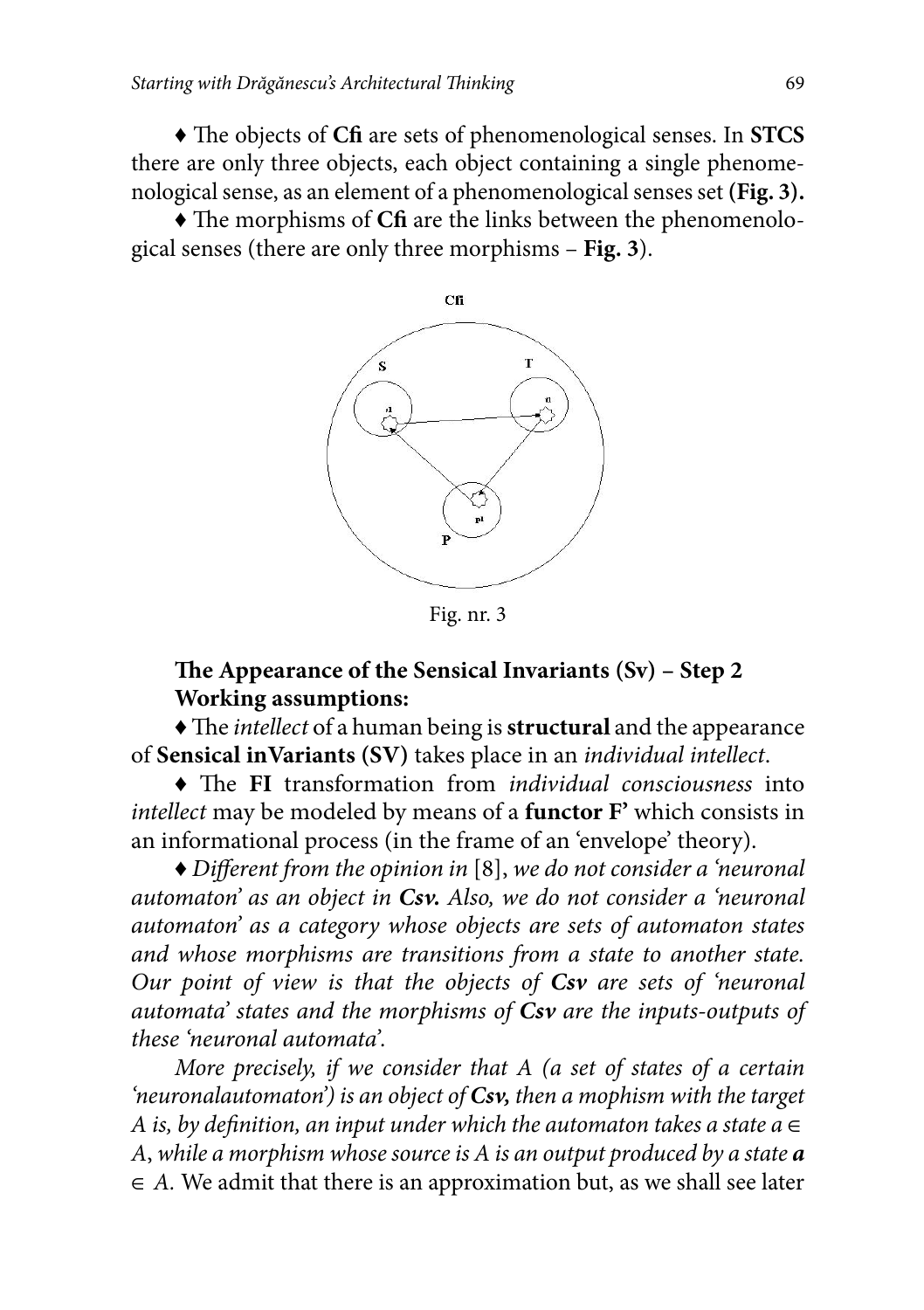♦ The objects of **Cfi** are sets of phenomenological senses. In **STCS** there are only three objects, each object containing a single phenomenological sense, as an element of a phenomenological senses set **(Fig. 3).**

♦ The morphisms of **Cfi** are the links between the phenomenological senses (there are only three morphisms – **Fig. 3**).

Fig. nr. 3

## The Appearance of the Sensical Invariants (Sv) – Step 2

**Working assumptions:**

♦ The *intellect* of a human being is **structural** and the appearance of **Sensical inVariants (SV)** takes place in an *individual intellect*.

♦ The **FI** transformation from *individual consciousness* into *intellect* may be modeled by means of a **functor F'** which consists in an informational process (in the frame of an 'envelope' theory).

♦ *Different from the opinion in* [8], *we do not consider a 'neuronal automaton' as an object in **Csv.** Also, we do not consider a 'neuronal automaton' as a category whose objects are sets of automaton states and whose morphisms are transitions from a state to another state. Our point of view is that the objects of **Csv** are sets of 'neuronal automata' states and the morphisms of **Csv** are the inputs-outputs of these 'neuronal automata'.*

*More precisely, if we consider that A (a set of states of a certain 'neuronalautomaton') is an object of **Csv,** then a mophism with the target A is, by definition, an input under which the automaton takes a state $a \in A$, while a morphism whose source is A is an output produced by a state **a** $\in A$.* We admit that there is an approximation but, as we shall see later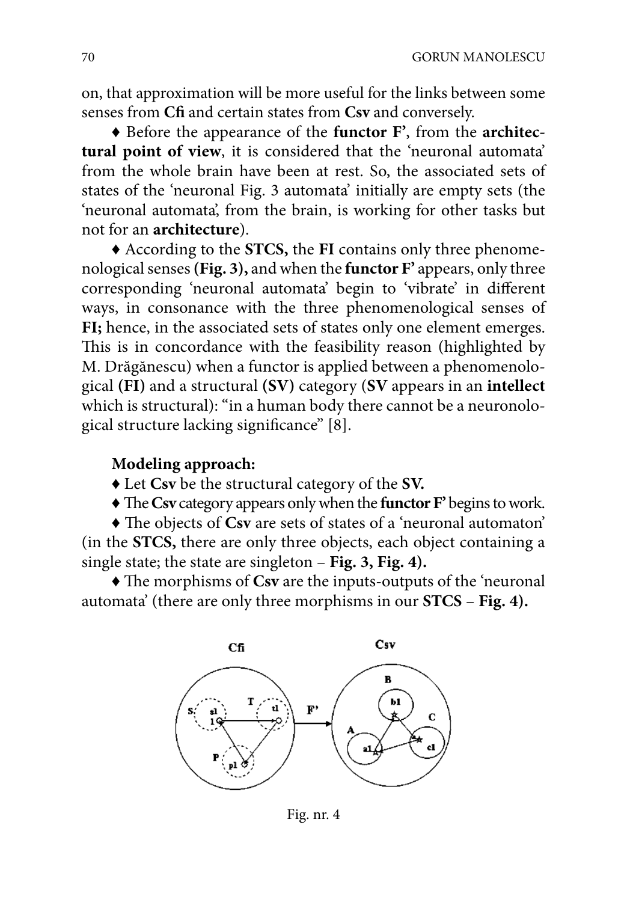on, that approximation will be more useful for the links between some senses from **Cfi** and certain states from **Csv** and conversely.

♦ Before the appearance of the **functor F'**, from the **architectural point of view**, it is considered that the 'neuronal automata' from the whole brain have been at rest. So, the associated sets of states of the 'neuronal Fig. 3 automata' initially are empty sets (the 'neuronal automata', from the brain, is working for other tasks but not for an **architecture**).

♦ According to the **STCS,** the **FI** contains only three phenomenological senses **(Fig. 3),** and when the **functor F'** appears, only three corresponding 'neuronal automata' begin to 'vibrate' in different ways, in consonance with the three phenomenological senses of **FI;** hence, in the associated sets of states only one element emerges. This is in concordance with the feasibility reason (highlighted by M. Drăgănescu) when a functor is applied between a phenomenological **(FI)** and a structural **(SV)** category (**SV** appears in an **intellect** which is structural): "in a human body there cannot be a neuronological structure lacking significance" [8].

**Modeling approach:**

♦ Let **Csv** be the structural category of the **SV.**

♦ The **Csv** category appears only when the **functor F'** begins to work.

♦ The objects of **Csv** are sets of states of a 'neuronal automaton' (in the **STCS,** there are only three objects, each object containing a single state; the state are singleton – **Fig. 3, Fig. 4).**

♦ The morphisms of **Csv** are the inputs-outputs of the 'neuronal automata' (there are only three morphisms in our **STCS** – **Fig. 4).**

Fig. nr. 4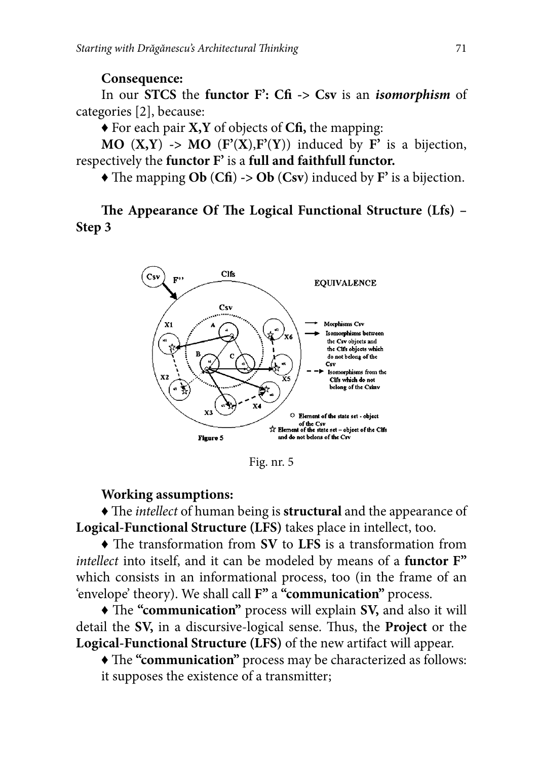**Consequence:**

In our **STCS** the **functor F': Cfi -> Csv** is an ***isomorphism*** of categories [2], because:

♦ For each pair **X,Y** of objects of **Cfi,** the mapping:

**MO (X,Y) -> MO (F'(X),F'(Y))** induced by **F'** is a bijection, respectively the **functor F'** is a **full and faithfull functor.**

♦ The mapping **Ob (Cfi) -> Ob (Csv)** induced by **F'** is a bijection.

## The Appearance Of The Logical Functional Structure (Lfs) – Step 3

Fig. nr. 5

**Working assumptions:**

♦ The *intellect* of human being is **structural** and the appearance of **Logical-Functional Structure (LFS)** takes place in intellect, too.

♦ The transformation from **SV** to **LFS** is a transformation from *intellect* into itself, and it can be modeled by means of a **functor F"** which consists in an informational process, too (in the frame of an 'envelope' theory). We shall call **F"** a **"communication"** process.

♦ The **"communication"** process will explain **SV,** and also it will detail the **SV,** in a discursive-logical sense. Thus, the **Project** or the **Logical-Functional Structure (LFS)** of the new artifact will appear.

♦ The **"communication"** process may be characterized as follows:
it supposes the existence of a transmitter;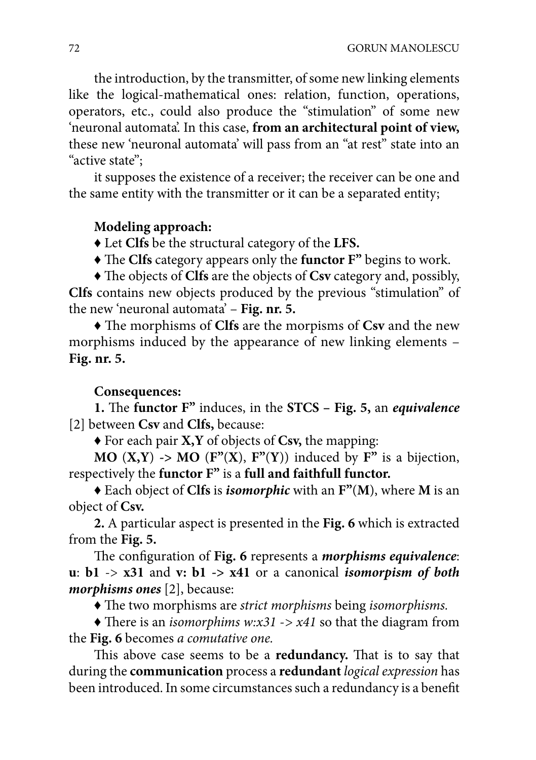the introduction, by the transmitter, of some new linking elements like the logical-mathematical ones: relation, function, operations, operators, etc., could also produce the "stimulation" of some new 'neuronal automata'. In this case, **from an architectural point of view,** these new 'neuronal automata' will pass from an "at rest" state into an "active state";

it supposes the existence of a receiver; the receiver can be one and the same entity with the transmitter or it can be a separated entity;

**Modeling approach:**

♦ Let **Clfs** be the structural category of the **LFS.**

♦ The **Clfs** category appears only the **functor F"** begins to work.

♦ The objects of **Clfs** are the objects of **Csv** category and, possibly, **Clfs** contains new objects produced by the previous "stimulation" of the new 'neuronal automata' – **Fig. nr. 5.**

♦ The morphisms of **Clfs** are the morpisms of **Csv** and the new morphisms induced by the appearance of new linking elements – **Fig. nr. 5.**

**Consequences:**

**1.** The **functor F"** induces, in the **STCS – Fig. 5,** an ***equivalence*** [2] between **Csv** and **Clfs,** because:

♦ For each pair **X,Y** of objects of **Csv,** the mapping:

**MO** (**X,Y**) -> **MO** (**F"**(**X**), **F"**(**Y**)) induced by **F"** is a bijection, respectively the **functor F"** is a **full and faithfull functor.**

♦ Each object of **Clfs** is ***isomorphic*** with an **F"**(**M**), where **M** is an object of **Csv.**

**2.** A particular aspect is presented in the **Fig. 6** which is extracted from the **Fig. 5.**

The configuration of **Fig. 6** represents a ***morphisms equivalence***: **u**: **b1** -> **x31** and **v: b1 -> x41** or a canonical ***isomorpism of both morphisms ones*** [2], because:

♦ The two morphisms are *strict morphisms* being *isomorphisms.*

♦ There is an *isomorphims w:x31 -> x41* so that the diagram from the **Fig. 6** becomes *a comutative one.*

This above case seems to be a **redundancy.** That is to say that during the **communication** process a **redundant** *logical expression* has been introduced. In some circumstances such a redundancy is a benefit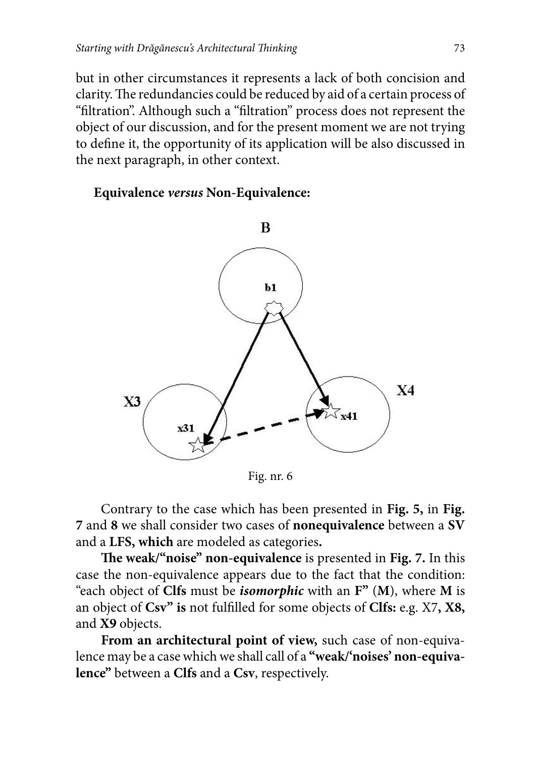but in other circumstances it represents a lack of both concision and clarity. The redundancies could be reduced by aid of a certain process of "filtration". Although such a "filtration" process does not represent the object of our discussion, and for the present moment we are not trying to define it, the opportunity of its application will be also discussed in the next paragraph, in other context.

**Equivalence *versus* Non-Equivalence:**

Fig. nr. 6

Contrary to the case which has been presented in **Fig. 5,** in **Fig. 7** and **8** we shall consider two cases of **nonequivalence** between a **SV** and a **LFS, which** are modeled as categories**.**

**The weak/"noise" non-equivalence** is presented in **Fig. 7.** In this case the non-equivalence appears due to the fact that the condition: "each object of **Clfs** must be ***isomorphic*** with an **F"** (**M**), where **M** is an object of **Csv" is** not fulfilled for some objects of **Clfs:** e.g. X7**, X8,** and **X9** objects.

**From an architectural point of view,** such case of non-equivalence may be a case which we shall call of a **"weak/'noises' non-equivalence"** between a **Clfs** and a **Csv**, respectively.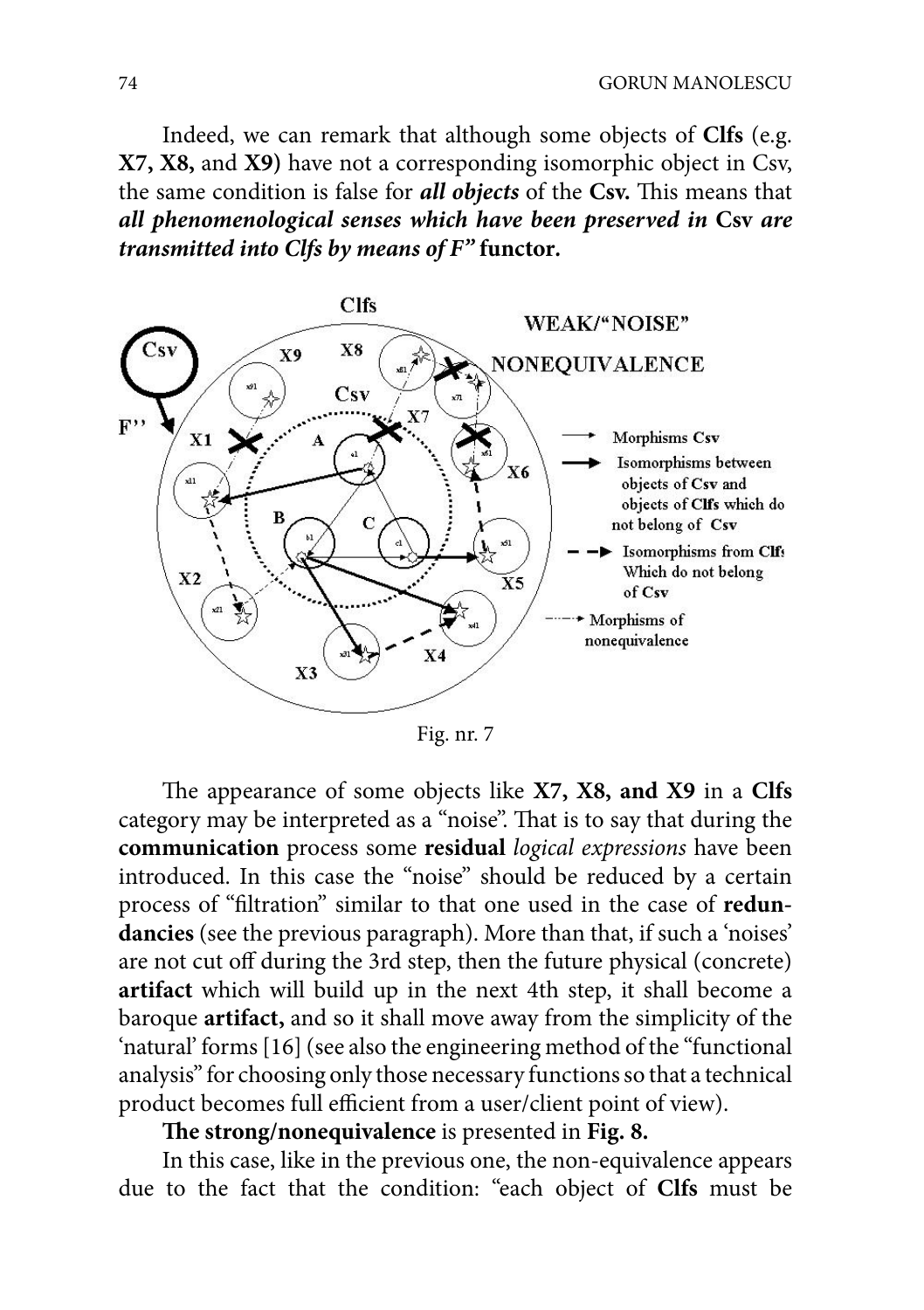Indeed, we can remark that although some objects of **Clfs** (e.g. **X7, X8,** and **X9)** have not a corresponding isomorphic object in Csv, the same condition is false for ***all objects*** of the **Csv.** This means that ***all phenomenological senses which have been preserved in* Csv *are transmitted into Clfs by means of F"*** **functor.**

Fig. nr. 7

The appearance of some objects like **X7, X8, and X9** in a **Clfs** category may be interpreted as a "noise". That is to say that during the **communication** process some **residual** *logical expressions* have been introduced. In this case the "noise" should be reduced by a certain process of "filtration" similar to that one used in the case of **redundancies** (see the previous paragraph). More than that, if such a 'noises' are not cut off during the 3rd step, then the future physical (concrete) **artifact** which will build up in the next 4th step, it shall become a baroque **artifact,** and so it shall move away from the simplicity of the 'natural' forms [16] (see also the engineering method of the "functional analysis" for choosing only those necessary functions so that a technical product becomes full efficient from a user/client point of view).

**The strong/nonequivalence** is presented in **Fig. 8.**

In this case, like in the previous one, the non-equivalence appears due to the fact that the condition: "each object of **Clfs** must be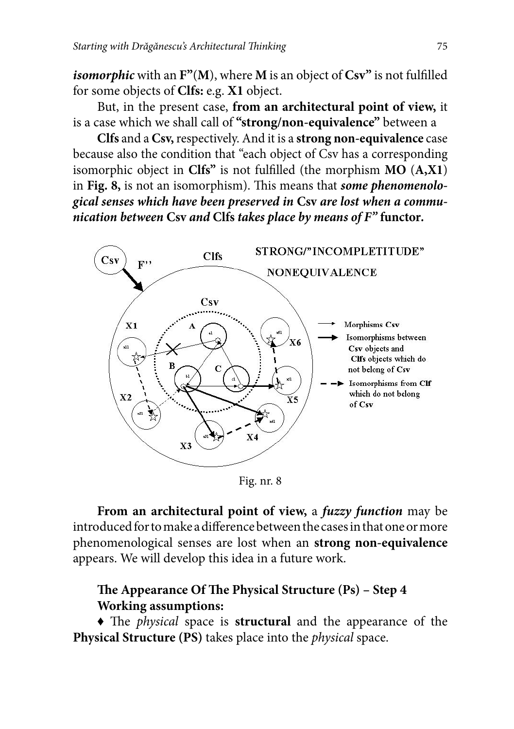*isomorphic* with an **F"**(**M**), where **M** is an object of **Csv"** is not fulfilled for some objects of **Clfs:** e.g. **X1** object.

But, in the present case, **from an architectural point of view,** it is a case which we shall call of **"strong/non-equivalence"** between a

**Clfs** and a **Csv,** respectively. And it is a **strong non-equivalence** case because also the condition that "each object of Csv has a corresponding isomorphic object in **Clfs"** is not fulfilled (the morphism **MO** (**A,X1**) in **Fig. 8,** is not an isomorphism). This means that ***some phenomenological senses which have been preserved in* Csv *are lost when a communication between* Csv *and* Clfs *takes place by means of F"* functor.**

Fig. nr. 8

**From an architectural point of view,** a ***fuzzy function*** may be introduced for to make a difference between the cases in that one or more phenomenological senses are lost when an **strong non-equivalence** appears. We will develop this idea in a future work.

**The Appearance Of The Physical Structure (Ps) – Step 4**
**Working assumptions:**

♦ The *physical* space is **structural** and the appearance of the **Physical Structure (PS)** takes place into the *physical* space.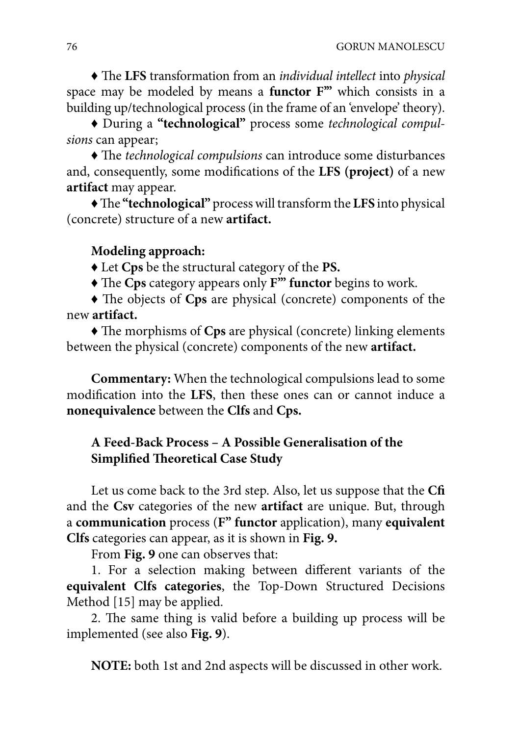♦ The **LFS** transformation from an *individual intellect* into *physical* space may be modeled by means a **functor F'''** which consists in a building up/technological process (in the frame of an 'envelope' theory).

♦ During a **"technological"** process some *technological compulsions* can appear;

♦ The *technological compulsions* can introduce some disturbances and, consequently, some modifications of the **LFS (project)** of a new **artifact** may appear.

♦ The **"technological"** process will transform the **LFS** into physical (concrete) structure of a new **artifact.**

**Modeling approach:**

♦ Let **Cps** be the structural category of the **PS.**

♦ The **Cps** category appears only **F''' functor** begins to work.

♦ The objects of **Cps** are physical (concrete) components of the new **artifact.**

♦ The morphisms of **Cps** are physical (concrete) linking elements between the physical (concrete) components of the new **artifact.**

**Commentary:** When the technological compulsions lead to some modification into the **LFS**, then these ones can or cannot induce a **nonequivalence** between the **Clfs** and **Cps.**

### A Feed-Back Process – A Possible Generalisation of the Simplified Theoretical Case Study

Let us come back to the 3rd step. Also, let us suppose that the **Cfi** and the **Csv** categories of the new **artifact** are unique. But, through a **communication** process (**F" functor** application), many **equivalent Clfs** categories can appear, as it is shown in **Fig. 9.**

From **Fig. 9** one can observes that:

1. For a selection making between different variants of the **equivalent Clfs categories**, the Top-Down Structured Decisions Method [15] may be applied.
2. The same thing is valid before a building up process will be implemented (see also **Fig. 9**).

**NOTE:** both 1st and 2nd aspects will be discussed in other work.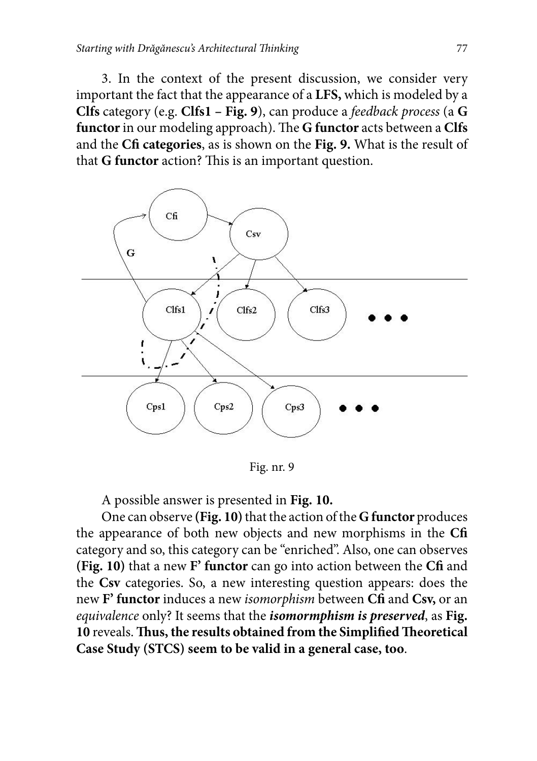3. In the context of the present discussion, we consider very important the fact that the appearance of a **LFS,** which is modeled by a **Clfs** category (e.g. **Clfs1 – Fig. 9**), can produce a *feedback process* (a **G functor** in our modeling approach). The **G functor** acts between a **Clfs** and the **Cfi categories**, as is shown on the **Fig. 9.** What is the result of that **G functor** action? This is an important question.

Fig. nr. 9

A possible answer is presented in **Fig. 10.**

One can observe **(Fig. 10)** that the action of the **G functor** produces the appearance of both new objects and new morphisms in the **Cfi** category and so, this category can be "enriched". Also, one can observes **(Fig. 10)** that a new **F' functor** can go into action between the **Cfi** and the **Csv** categories. So, a new interesting question appears: does the new **F' functor** induces a new *isomorphism* between **Cfi** and **Csv,** or an *equivalence* only? It seems that the ***isomormphism is preserved***, as **Fig. 10** reveals. **Thus, the results obtained from the Simplified Theoretical Case Study (STCS) seem to be valid in a general case, too**.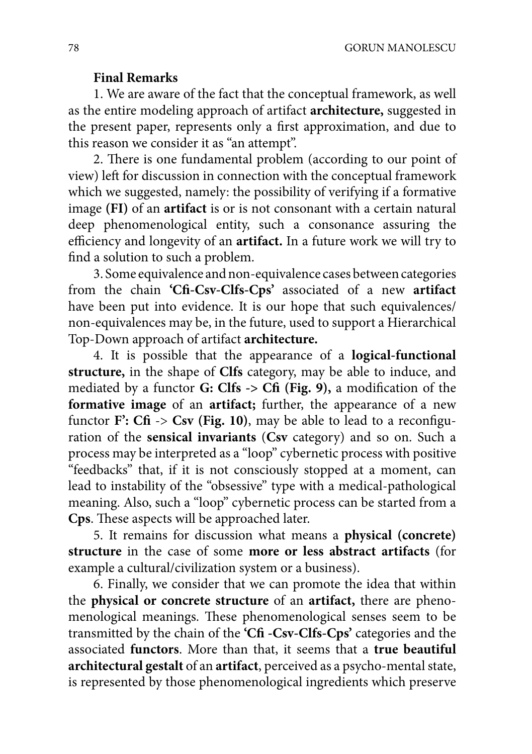**Final Remarks**

1. We are aware of the fact that the conceptual framework, as well as the entire modeling approach of artifact **architecture,** suggested in the present paper, represents only a first approximation, and due to this reason we consider it as "an attempt".

2. There is one fundamental problem (according to our point of view) left for discussion in connection with the conceptual framework which we suggested, namely: the possibility of verifying if a formative image **(FI)** of an **artifact** is or is not consonant with a certain natural deep phenomenological entity, such a consonance assuring the efficiency and longevity of an **artifact.** In a future work we will try to find a solution to such a problem.

3. Some equivalence and non-equivalence cases between categories from the chain **'Cfi-Csv-Clfs-Cps'** associated of a new **artifact** have been put into evidence. It is our hope that such equivalences/non-equivalences may be, in the future, used to support a Hierarchical Top-Down approach of artifact **architecture.**

4. It is possible that the appearance of a **logical-functional structure,** in the shape of **Clfs** category, may be able to induce, and mediated by a functor **G: Clfs -> Cfi (Fig. 9),** a modification of the **formative image** of an **artifact;** further, the appearance of a new functor **F': Cfi -> Csv (Fig. 10)**, may be able to lead to a reconfiguration of the **sensical invariants** (**Csv** category) and so on. Such a process may be interpreted as a "loop" cybernetic process with positive "feedbacks" that, if it is not consciously stopped at a moment, can lead to instability of the "obsessive" type with a medical-pathological meaning. Also, such a "loop" cybernetic process can be started from a **Cps**. These aspects will be approached later.

5. It remains for discussion what means a **physical (concrete) structure** in the case of some **more or less abstract artifacts** (for example a cultural/civilization system or a business).

6. Finally, we consider that we can promote the idea that within the **physical or concrete structure** of an **artifact,** there are phenomenological meanings. These phenomenological senses seem to be transmitted by the chain of the **'Cfi -Csv-Clfs-Cps'** categories and the associated **functors**. More than that, it seems that a **true beautiful architectural gestalt** of an **artifact**, perceived as a psycho-mental state, is represented by those phenomenological ingredients which preserve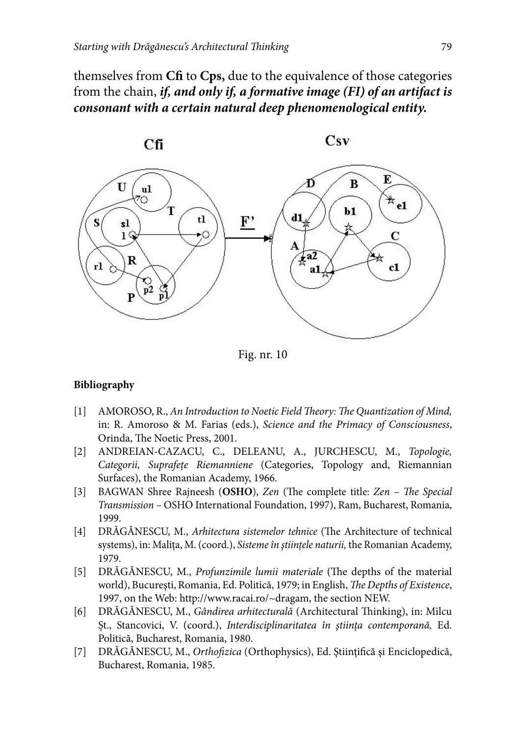themselves from **Cfi** to **Cps,** due to the equivalence of those categories from the chain, ***if, and only if, a formative image (FI) of an artifact is consonant with a certain natural deep phenomenological entity.***

Fig. nr. 10

#### Bibliography

[1] AMOROSO, R., *An Introduction to Noetic Field Theory: The Quantization of Mind,* in: R. Amoroso & M. Farias (eds.), *Science and the Primacy of Consciousness*, Orinda, The Noetic Press, 2001.

[2] ANDREIAN-CAZACU, C., DELEANU, A., JURCHESCU, M., *Topologie, Categorii, Suprafețe Riemanniene* (Categories, Topology and, Riemannian Surfaces), the Romanian Academy, 1966.

[3] BAGWAN Shree Rajneesh (**OSHO**), *Zen* (The complete title: *Zen – The Special Transmission* – OSHO International Foundation, 1997), Ram, Bucharest, Romania, 1999.

[4] DRĂGĂNESCU, M., *Arhitectura sistemelor tehnice* (The Architecture of technical systems), in: Malița, M. (coord.), *Sisteme în științele naturii,* the Romanian Academy, 1979.

[5] DRĂGĂNESCU, M., *Profunzimile lumii materiale* (The depths of the material world), București, Romania, Ed. Politică, 1979; in English, *The Depths of Existence*, 1997, on the Web: http://www.racai.ro/~dragam, the section NEW.

[6] DRĂGĂNESCU, M., *Gândirea arhitecturală* (Architectural Thinking), in: Milcu Șt., Stancovici, V. (coord.), *Interdisciplinaritatea în știința contemporană,* Ed. Politică, Bucharest, Romania, 1980.

[7] DRĂGĂNESCU, M., *Orthofizica* (Orthophysics), Ed. Științifică și Enciclopedică, Bucharest, Romania, 1985.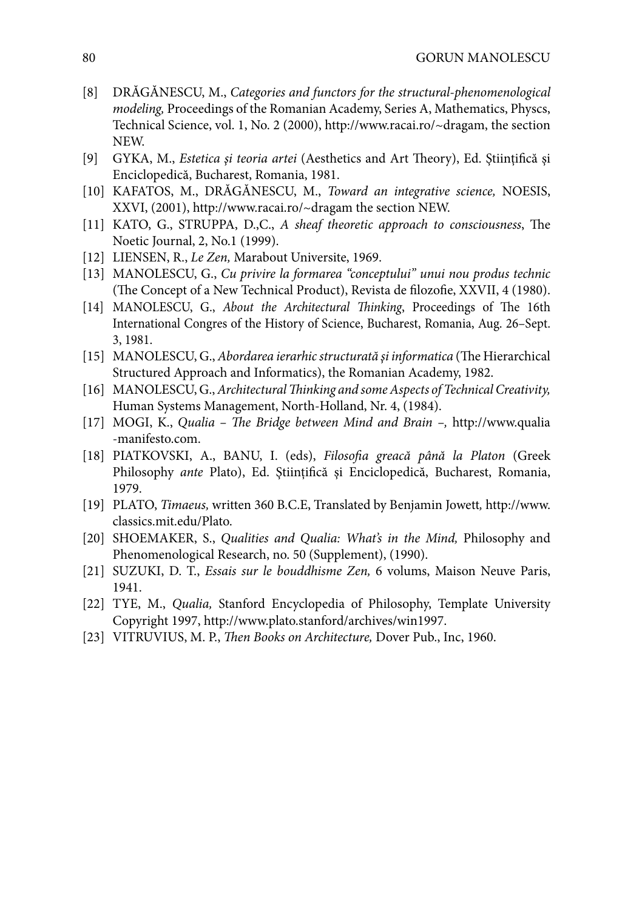[8] DRĂGĂNESCU, M., *Categories and functors for the structural-phenomenological modeling,* Proceedings of the Romanian Academy, Series A, Mathematics, Physcs, Technical Science, vol. 1, No. 2 (2000), http://www.racai.ro/~dragam, the section NEW.

[9] GYKA, M., *Estetica şi teoria artei* (Aesthetics and Art Theory), Ed. Ştiinţifică şi Enciclopedică, Bucharest, Romania, 1981.

[10] KAFATOS, M., DRĂGĂNESCU, M., *Toward an integrative science,* NOESIS, XXVI, (2001), http://www.racai.ro/~dragam the section NEW.

[11] KATO, G., STRUPPA, D.,C., *A sheaf theoretic approach to consciousness*, The Noetic Journal, 2, No.1 (1999).

[12] LIENSEN, R., *Le Zen,* Marabout Universite, 1969.

[13] MANOLESCU, G., *Cu privire la formarea "conceptului" unui nou produs technic* (The Concept of a New Technical Product), Revista de filozofie, XXVII, 4 (1980).

[14] MANOLESCU, G., *About the Architectural Thinking*, Proceedings of The 16th International Congres of the History of Science, Bucharest, Romania, Aug. 26–Sept. 3, 1981.

[15] MANOLESCU, G., *Abordarea ierarhic structurată şi informatica* (The Hierarchical Structured Approach and Informatics), the Romanian Academy, 1982.

[16] MANOLESCU, G., *Architectural Thinking and some Aspects of Technical Creativity,* Human Systems Management, North-Holland, Nr. 4, (1984).

[17] MOGI, K., *Qualia – The Bridge between Mind and Brain –,* http://www.qualia-manifesto.com.

[18] PIATKOVSKI, A., BANU, I. (eds), *Filosofia greacă până la Platon* (Greek Philosophy *ante* Plato), Ed. Ştiinţifică şi Enciclopedică, Bucharest, Romania, 1979.

[19] PLATO, *Timaeus,* written 360 B.C.E, Translated by Benjamin Jowett*,* http://www.classics.mit.edu/Plato.

[20] SHOEMAKER, S., *Qualities and Qualia: What's in the Mind,* Philosophy and Phenomenological Research, no. 50 (Supplement), (1990).

[21] SUZUKI, D. T., *Essais sur le bouddhisme Zen,* 6 volums, Maison Neuve Paris, 1941.

[22] TYE, M., *Qualia,* Stanford Encyclopedia of Philosophy, Template University Copyright 1997, http://www.plato.stanford/archives/win1997.

[23] VITRUVIUS, M. P., *Then Books on Architecture,* Dover Pub., Inc, 1960.